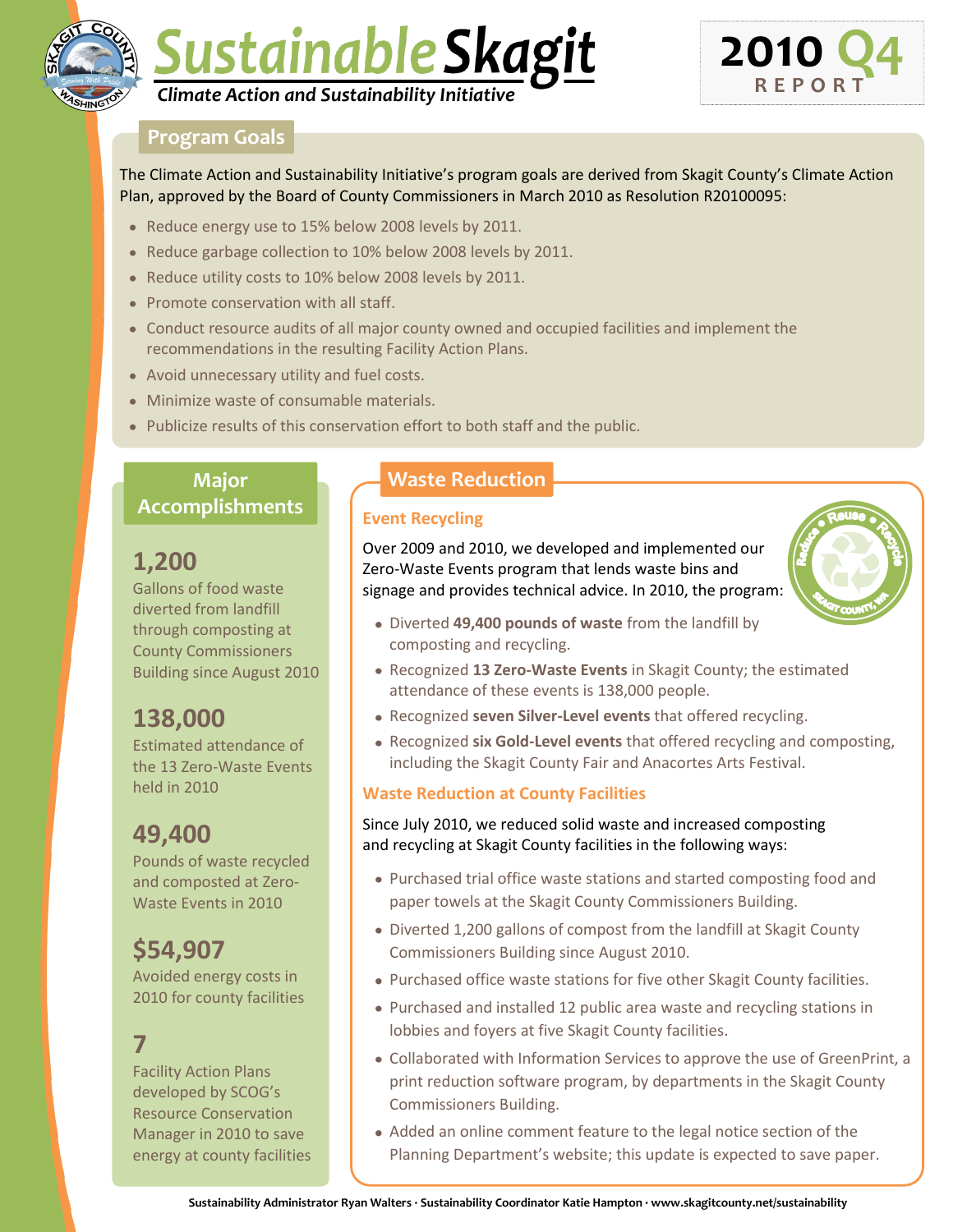# Sustainable Skagit

*Climate Action and Sustainability Initiative*

**2010 Q4 REPORT**

## Program Goals

The Climate Action and Sustainability Initiative's program goals are derived from Skagit County's Climate Action Plan, approved by the Board of County Commissioners in March 2010 as Resolution R20100095:

- Reduce energy use to 15% below 2008 levels by 2011.
- Reduce garbage collection to 10% below 2008 levels by 2011.
- Reduce utility costs to 10% below 2008 levels by 2011.
- Promote conservation with all staff.
- Conduct resource audits of all major county owned and occupied facilities and implement the recommendations in the resulting Facility Action Plans.
- Avoid unnecessary utility and fuel costs.
- Minimize waste of consumable materials.
- Publicize results of this conservation effort to both staff and the public.

## Major Accomplishments

**1,200**
Gallons of food waste diverted from landfill through composting at County Commissioners Building since August 2010

**138,000**
Estimated attendance of the 13 Zero-Waste Events held in 2010

**49,400**
Pounds of waste recycled and composted at Zero-Waste Events in 2010

**$54,907**
Avoided energy costs in 2010 for county facilities

**7**
Facility Action Plans developed by SCOG's Resource Conservation Manager in 2010 to save energy at county facilities

## Waste Reduction

### Event Recycling

Over 2009 and 2010, we developed and implemented our Zero-Waste Events program that lends waste bins and signage and provides technical advice. In 2010, the program:

- Diverted **49,400 pounds of waste** from the landfill by composting and recycling.
- Recognized **13 Zero-Waste Events** in Skagit County; the estimated attendance of these events is 138,000 people.
- Recognized **seven Silver-Level events** that offered recycling.
- Recognized **six Gold-Level events** that offered recycling and composting, including the Skagit County Fair and Anacortes Arts Festival.

### Waste Reduction at County Facilities

Since July 2010, we reduced solid waste and increased composting and recycling at Skagit County facilities in the following ways:

- Purchased trial office waste stations and started composting food and paper towels at the Skagit County Commissioners Building.
- Diverted 1,200 gallons of compost from the landfill at Skagit County Commissioners Building since August 2010.
- Purchased office waste stations for five other Skagit County facilities.
- Purchased and installed 12 public area waste and recycling stations in lobbies and foyers at five Skagit County facilities.
- Collaborated with Information Services to approve the use of GreenPrint, a print reduction software program, by departments in the Skagit County Commissioners Building.
- Added an online comment feature to the legal notice section of the Planning Department's website; this update is expected to save paper.

Sustainability Administrator Ryan Walters · Sustainability Coordinator Katie Hampton · www.skagitcounty.net/sustainability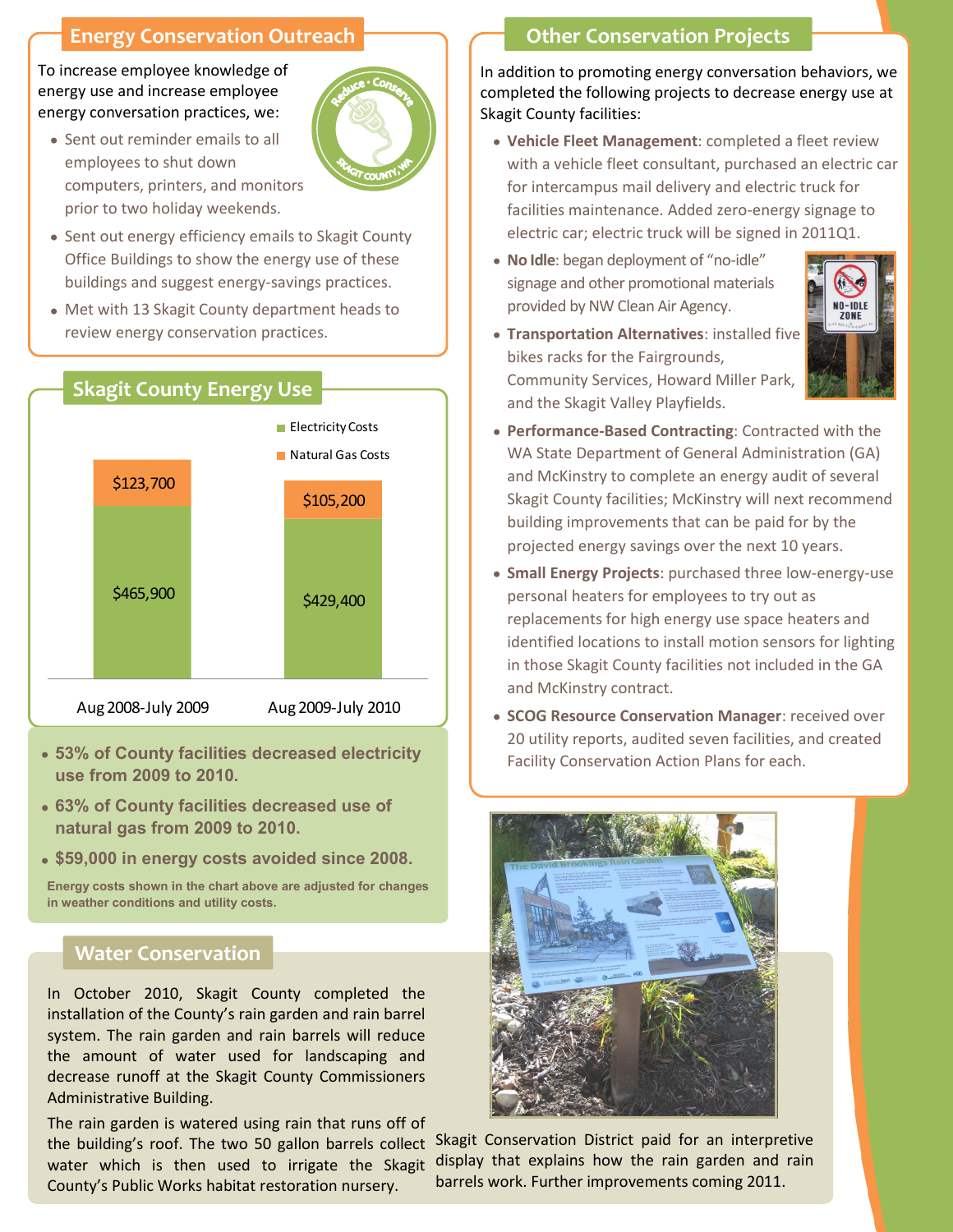## Energy Conservation Outreach

To increase employee knowledge of energy use and increase employee energy conversation practices, we:

- Sent out reminder emails to all employees to shut down computers, printers, and monitors prior to two holiday weekends.
- Sent out energy efficiency emails to Skagit County Office Buildings to show the energy use of these buildings and suggest energy-savings practices.
- Met with 13 Skagit County department heads to review energy conservation practices.

## Skagit County Energy Use

Electricity Costs
Natural Gas Costs

$123,700
$465,900
Aug 2008-July 2009

$105,200
$429,400
Aug 2009-July 2010

- **53% of County facilities decreased electricity use from 2009 to 2010.**
- **63% of County facilities decreased use of natural gas from 2009 to 2010.**
- **$59,000 in energy costs avoided since 2008.**

**Energy costs shown in the chart above are adjusted for changes in weather conditions and utility costs.**

## Water Conservation

In October 2010, Skagit County completed the installation of the County's rain garden and rain barrel system. The rain garden and rain barrels will reduce the amount of water used for landscaping and decrease runoff at the Skagit County Commissioners Administrative Building.

The rain garden is watered using rain that runs off of the building's roof. The two 50 gallon barrels collect water which is then used to irrigate the Skagit County's Public Works habitat restoration nursery.

## Other Conservation Projects

In addition to promoting energy conversation behaviors, we completed the following projects to decrease energy use at Skagit County facilities:

- **Vehicle Fleet Management**: completed a fleet review with a vehicle fleet consultant, purchased an electric car for intercampus mail delivery and electric truck for facilities maintenance. Added zero-energy signage to electric car; electric truck will be signed in 2011Q1.
- **No Idle**: began deployment of "no-idle" signage and other promotional materials provided by NW Clean Air Agency.
- **Transportation Alternatives**: installed five bikes racks for the Fairgrounds, Community Services, Howard Miller Park, and the Skagit Valley Playfields.
- **Performance-Based Contracting**: Contracted with the WA State Department of General Administration (GA) and McKinstry to complete an energy audit of several Skagit County facilities; McKinstry will next recommend building improvements that can be paid for by the projected energy savings over the next 10 years.
- **Small Energy Projects**: purchased three low-energy-use personal heaters for employees to try out as replacements for high energy use space heaters and identified locations to install motion sensors for lighting in those Skagit County facilities not included in the GA and McKinstry contract.
- **SCOG Resource Conservation Manager**: received over 20 utility reports, audited seven facilities, and created Facility Conservation Action Plans for each.

Skagit Conservation District paid for an interpretive display that explains how the rain garden and rain barrels work. Further improvements coming 2011.